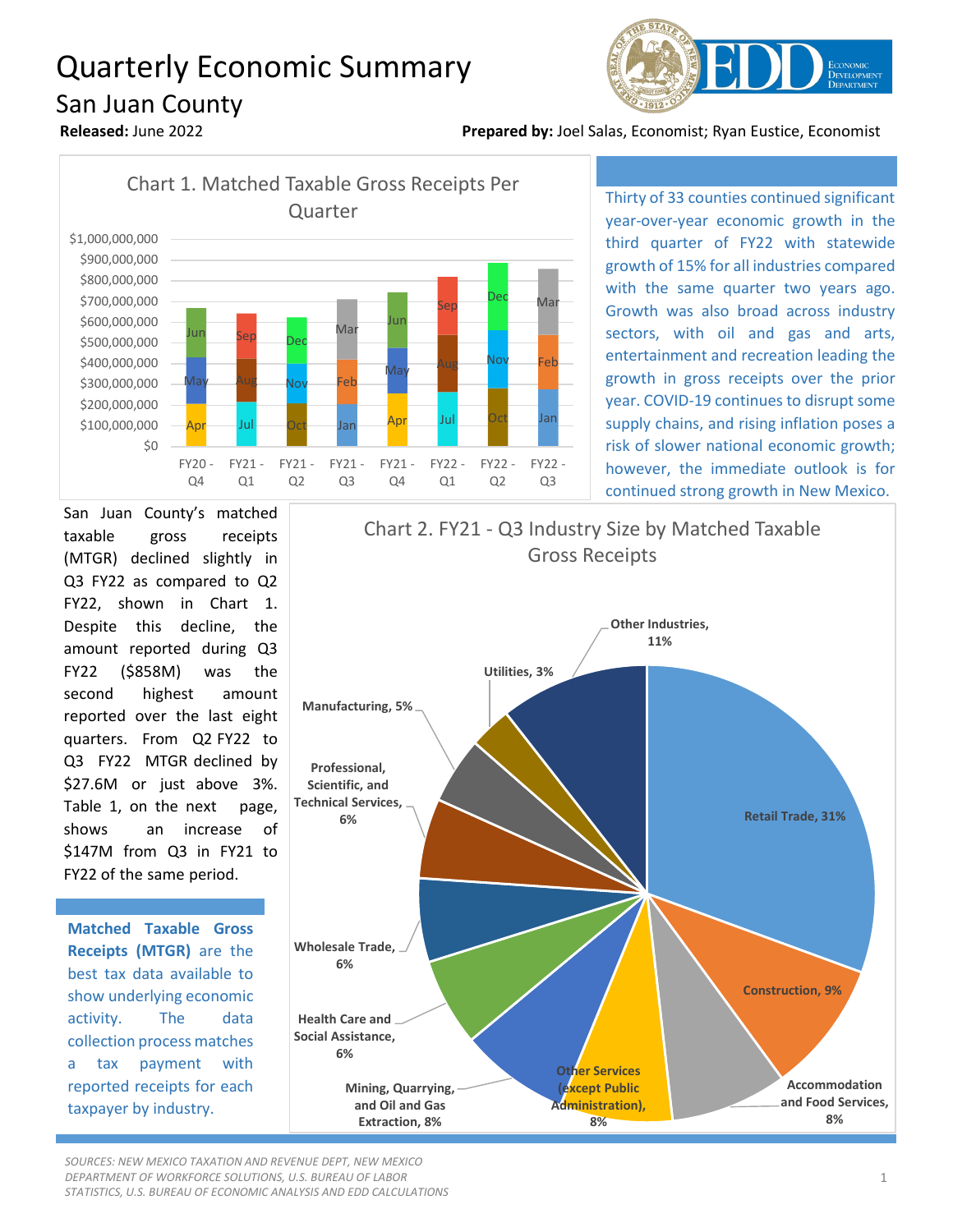# Quarterly Economic Summary

## San Juan County

**Released:** June 2022

**Prepared by:** Joel Salas, Economist; Ryan Eustice, Economist

Chart 1. Matched Taxable Gross Receipts Per Quarter

Thirty of 33 counties continued significant year-over-year economic growth in the third quarter of FY22 with statewide growth of 15% for all industries compared with the same quarter two years ago. Growth was also broad across industry sectors, with oil and gas and arts, entertainment and recreation leading the growth in gross receipts over the prior year. COVID-19 continues to disrupt some supply chains, and rising inflation poses a risk of slower national economic growth; however, the immediate outlook is for continued strong growth in New Mexico.

San Juan County's matched taxable gross receipts (MTGR) declined slightly in Q3 FY22 as compared to Q2 FY22, shown in Chart 1. Despite this decline, the amount reported during Q3 FY22 ($858M) was the second highest amount reported over the last eight quarters. From Q2 FY22 to Q3 FY22 MTGR declined by $27.6M or just above 3%. Table 1, on the next page, shows an increase of $147M from Q3 in FY21 to FY22 of the same period.

**Matched Taxable Gross Receipts (MTGR)** are the best tax data available to show underlying economic activity. The data collection process matches a tax payment with reported receipts for each taxpayer by industry.

Chart 2. FY21 - Q3 Industry Size by Matched Taxable Gross Receipts

| Industry | Share |
|---|---|
| Retail Trade | 31% |
| Construction | 9% |
| Accommodation and Food Services | 8% |
| Other Services (except Public Administration) | 8% |
| Mining, Quarrying, and Oil and Gas Extraction | 8% |
| Health Care and Social Assistance | 6% |
| Wholesale Trade | 6% |
| Professional, Scientific, and Technical Services | 6% |
| Manufacturing | 5% |
| Utilities | 3% |
| Other Industries | 11% |

*SOURCES: NEW MEXICO TAXATION AND REVENUE DEPT, NEW MEXICO DEPARTMENT OF WORKFORCE SOLUTIONS, U.S. BUREAU OF LABOR STATISTICS, U.S. BUREAU OF ECONOMIC ANALYSIS AND EDD CALCULATIONS*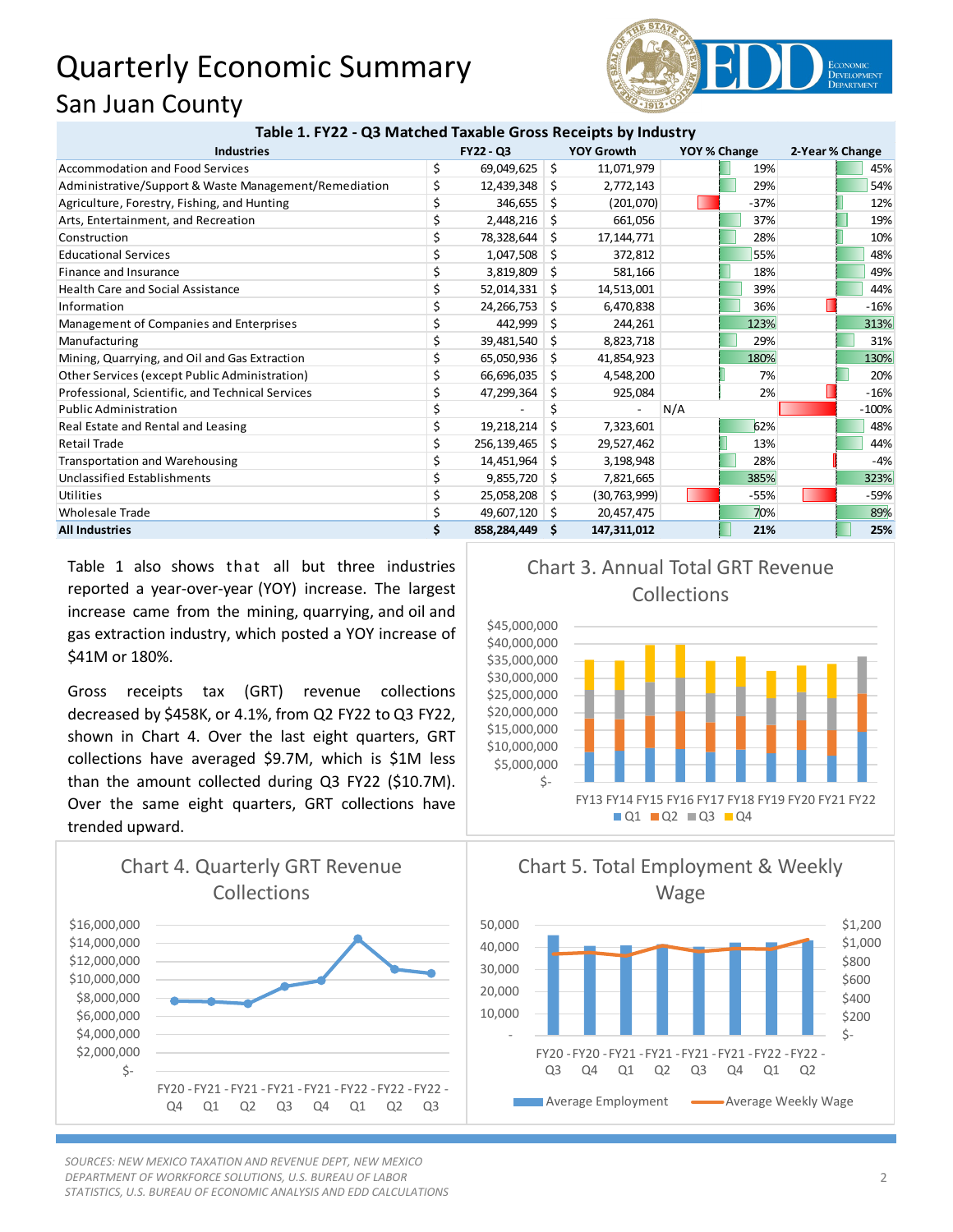# Quarterly Economic Summary

## San Juan County

**Table 1. FY22 - Q3 Matched Taxable Gross Receipts by Industry**

| Industries | FY22 - Q3 | YOY Growth | YOY % Change | 2-Year % Change |
|---|---|---|---|---|
| Accommodation and Food Services | $ 69,049,625 | $ 11,071,979 | 19% | 45% |
| Administrative/Support & Waste Management/Remediation | $ 12,439,348 | $ 2,772,143 | 29% | 54% |
| Agriculture, Forestry, Fishing, and Hunting | $ 346,655 | $ (201,070) | -37% | 12% |
| Arts, Entertainment, and Recreation | $ 2,448,216 | $ 661,056 | 37% | 19% |
| Construction | $ 78,328,644 | $ 17,144,771 | 28% | 10% |
| Educational Services | $ 1,047,508 | $ 372,812 | 55% | 48% |
| Finance and Insurance | $ 3,819,809 | $ 581,166 | 18% | 49% |
| Health Care and Social Assistance | $ 52,014,331 | $ 14,513,001 | 39% | 44% |
| Information | $ 24,266,753 | $ 6,470,838 | 36% | -16% |
| Management of Companies and Enterprises | $ 442,999 | $ 244,261 | 123% | 313% |
| Manufacturing | $ 39,481,540 | $ 8,823,718 | 29% | 31% |
| Mining, Quarrying, and Oil and Gas Extraction | $ 65,050,936 | $ 41,854,923 | 180% | 130% |
| Other Services (except Public Administration) | $ 66,696,035 | $ 4,548,200 | 7% | 20% |
| Professional, Scientific, and Technical Services | $ 47,299,364 | $ 925,084 | 2% | -16% |
| Public Administration | $ - | $ - | N/A | -100% |
| Real Estate and Rental and Leasing | $ 19,218,214 | $ 7,323,601 | 62% | 48% |
| Retail Trade | $ 256,139,465 | $ 29,527,462 | 13% | 44% |
| Transportation and Warehousing | $ 14,451,964 | $ 3,198,948 | 28% | -4% |
| Unclassified Establishments | $ 9,855,720 | $ 7,821,665 | 385% | 323% |
| Utilities | $ 25,058,208 | $ (30,763,999) | -55% | -59% |
| Wholesale Trade | $ 49,607,120 | $ 20,457,475 | 70% | 89% |
| **All Industries** | **$ 858,284,449** | **$ 147,311,012** | **21%** | **25%** |

Table 1 also shows that all but three industries reported a year-over-year (YOY) increase. The largest increase came from the mining, quarrying, and oil and gas extraction industry, which posted a YOY increase of $41M or 180%.

Gross receipts tax (GRT) revenue collections decreased by $458K, or 4.1%, from Q2 FY22 to Q3 FY22, shown in Chart 4. Over the last eight quarters, GRT collections have averaged $9.7M, which is $1M less than the amount collected during Q3 FY22 ($10.7M). Over the same eight quarters, GRT collections have trended upward.

**Chart 3. Annual Total GRT Revenue Collections**

**Chart 4. Quarterly GRT Revenue Collections**

**Chart 5. Total Employment & Weekly Wage**

*SOURCES: NEW MEXICO TAXATION AND REVENUE DEPT, NEW MEXICO DEPARTMENT OF WORKFORCE SOLUTIONS, U.S. BUREAU OF LABOR STATISTICS, U.S. BUREAU OF ECONOMIC ANALYSIS AND EDD CALCULATIONS*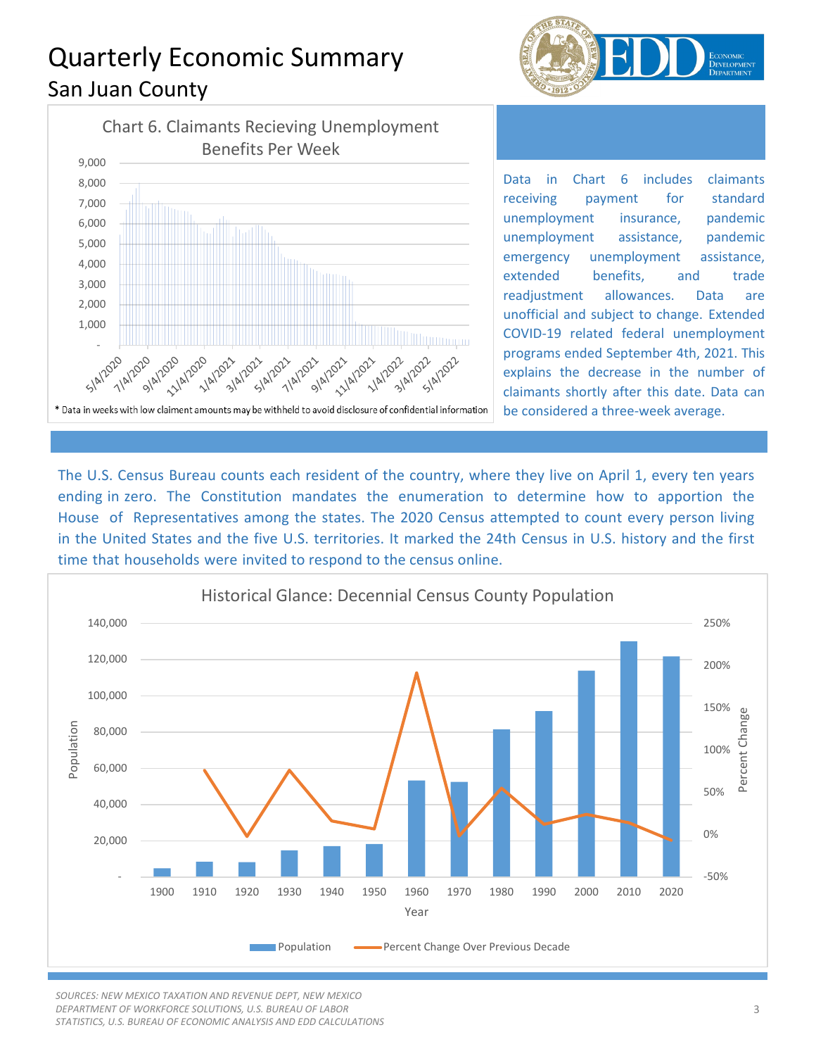# Quarterly Economic Summary

## San Juan County

Chart 6. Claimants Recieving Unemployment Benefits Per Week

9,000
8,000
7,000
6,000
5,000
4,000
3,000
2,000
1,000
-

5/4/2020
7/4/2020
9/4/2020
11/4/2020
1/4/2021
3/4/2021
5/4/2021
7/4/2021
9/4/2021
11/4/2021
1/4/2022
3/4/2022
5/4/2022

\* Data in weeks with low claiment amounts may be withheld to avoid disclosure of confidential information

Data in Chart 6 includes claimants receiving payment for standard unemployment insurance, pandemic unemployment assistance, pandemic emergency unemployment assistance, extended benefits, and trade readjustment allowances. Data are unofficial and subject to change. Extended COVID-19 related federal unemployment programs ended September 4th, 2021. This explains the decrease in the number of claimants shortly after this date. Data can be considered a three-week average.

The U.S. Census Bureau counts each resident of the country, where they live on April 1, every ten years ending in zero. The Constitution mandates the enumeration to determine how to apportion the House of Representatives among the states. The 2020 Census attempted to count every person living in the United States and the five U.S. territories. It marked the 24th Census in U.S. history and the first time that households were invited to respond to the census online.

Historical Glance: Decennial Census County Population

Population: 140,000; 120,000; 100,000; 80,000; 60,000; 40,000; 20,000; -

Percent Change: 250%; 200%; 150%; 100%; 50%; 0%; -50%

Year: 1900, 1910, 1920, 1930, 1940, 1950, 1960, 1970, 1980, 1990, 2000, 2010, 2020

Population — Percent Change Over Previous Decade

*SOURCES: NEW MEXICO TAXATION AND REVENUE DEPT, NEW MEXICO DEPARTMENT OF WORKFORCE SOLUTIONS, U.S. BUREAU OF LABOR STATISTICS, U.S. BUREAU OF ECONOMIC ANALYSIS AND EDD CALCULATIONS*